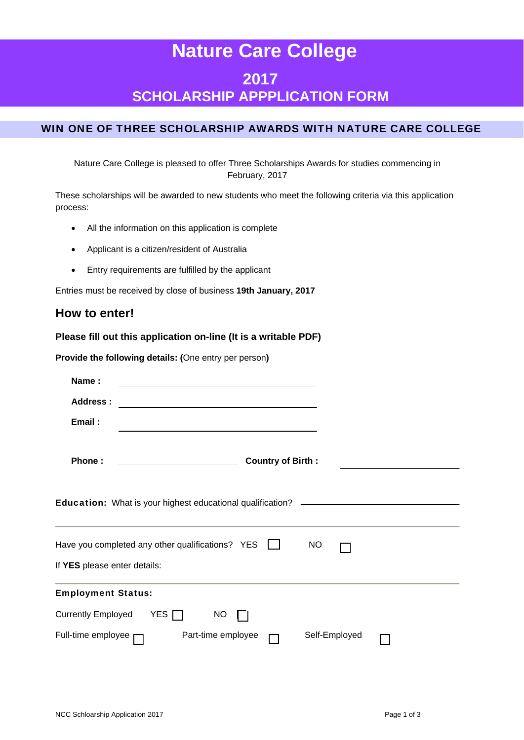# Nature Care College

## 2017
## SCHOLARSHIP APPPLICATION FORM

### WIN ONE OF THREE SCHOLARSHIP AWARDS WITH NATURE CARE COLLEGE

Nature Care College is pleased to offer Three Scholarships Awards for studies commencing in February, 2017

These scholarships will be awarded to new students who meet the following criteria via this application process:

- All the information on this application is complete
- Applicant is a citizen/resident of Australia
- Entry requirements are fulfilled by the applicant

Entries must be received by close of business **19th January, 2017**

## How to enter!

**Please fill out this application on-line (It is a writable PDF)**

**Provide the following details: (**One entry per person**)**

**Name :** ____________________

**Address :** ____________________

**Email :** ____________________

**Phone :** ____________________ **Country of Birth :** ____________________

**Education:** What is your highest educational qualification? ____________________

---

Have you completed any other qualifications? YES ☐ NO ☐

If **YES** please enter details:

---

**Employment Status:**

Currently Employed YES ☐ NO ☐

Full-time employee ☐ Part-time employee ☐ Self-Employed ☐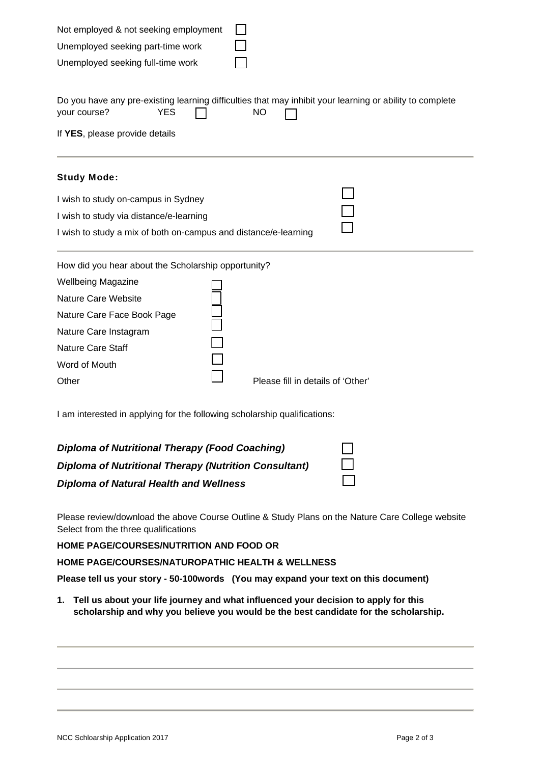Not employed & not seeking employment ☐

Unemployed seeking part-time work ☐

Unemployed seeking full-time work ☐

Do you have any pre-existing learning difficulties that may inhibit your learning or ability to complete your course? YES ☐ NO ☐

If **YES**, please provide details

---

**Study Mode:**

I wish to study on-campus in Sydney ☐

I wish to study via distance/e-learning ☐

I wish to study a mix of both on-campus and distance/e-learning ☐

---

How did you hear about the Scholarship opportunity?

Wellbeing Magazine ☐

Nature Care Website ☐

Nature Care Face Book Page ☐

Nature Care Instagram ☐

Nature Care Staff ☐

Word of Mouth ☐

Other ☐ Please fill in details of 'Other'

I am interested in applying for the following scholarship qualifications:

***Diploma of Nutritional Therapy (Food Coaching)*** ☐

***Diploma of Nutritional Therapy (Nutrition Consultant)*** ☐

***Diploma of Natural Health and Wellness*** ☐

Please review/download the above Course Outline & Study Plans on the Nature Care College website Select from the three qualifications

**HOME PAGE/COURSES/NUTRITION AND FOOD OR**

**HOME PAGE/COURSES/NATUROPATHIC HEALTH & WELLNESS**

**Please tell us your story - 50-100words (You may expand your text on this document)**

1. **Tell us about your life journey and what influenced your decision to apply for this scholarship and why you believe you would be the best candidate for the scholarship.**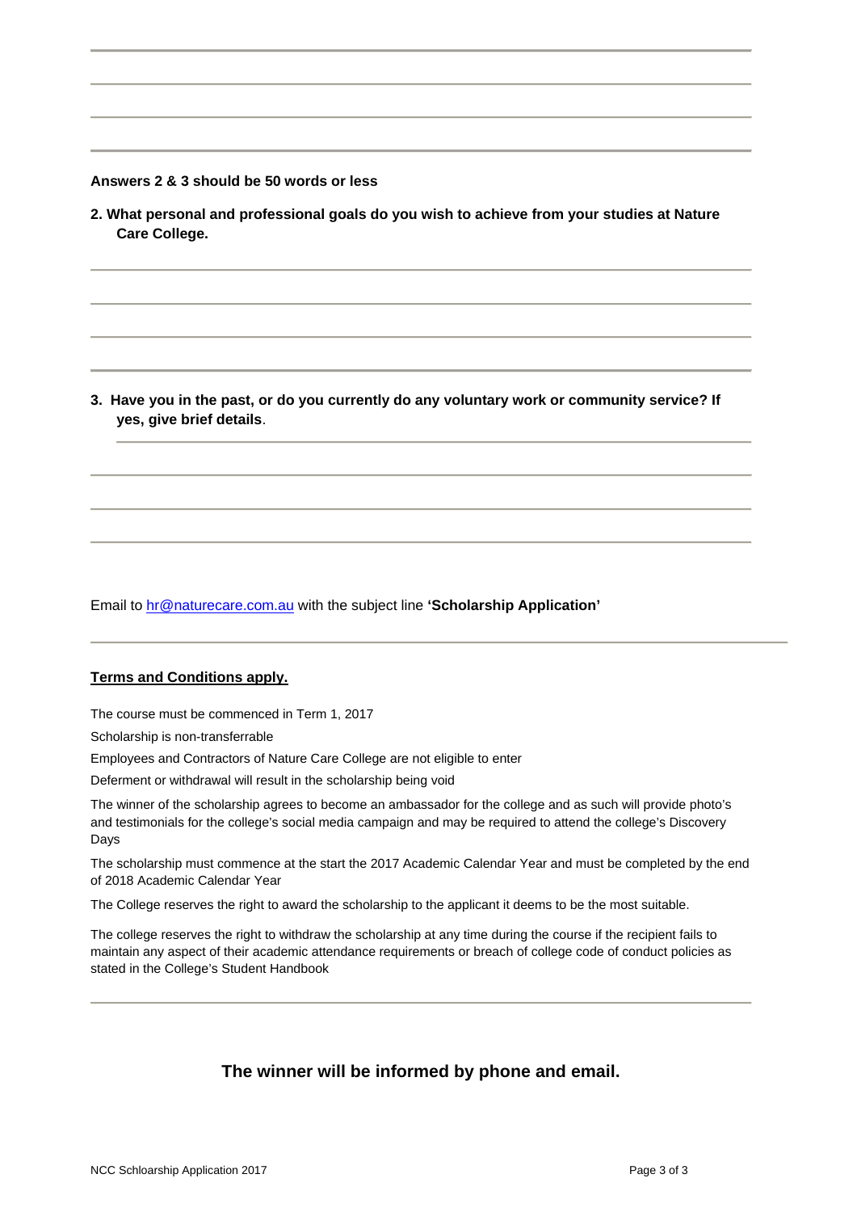**Answers 2 & 3 should be 50 words or less**

**2. What personal and professional goals do you wish to achieve from your studies at Nature Care College.**

**3. Have you in the past, or do you currently do any voluntary work or community service? If yes, give brief details**.

Email to hr@naturecare.com.au with the subject line **'Scholarship Application'**

**Terms and Conditions apply.**

The course must be commenced in Term 1, 2017

Scholarship is non-transferrable

Employees and Contractors of Nature Care College are not eligible to enter

Deferment or withdrawal will result in the scholarship being void

The winner of the scholarship agrees to become an ambassador for the college and as such will provide photo's and testimonials for the college's social media campaign and may be required to attend the college's Discovery Days

The scholarship must commence at the start the 2017 Academic Calendar Year and must be completed by the end of 2018 Academic Calendar Year

The College reserves the right to award the scholarship to the applicant it deems to be the most suitable.

The college reserves the right to withdraw the scholarship at any time during the course if the recipient fails to maintain any aspect of their academic attendance requirements or breach of college code of conduct policies as stated in the College's Student Handbook

**The winner will be informed by phone and email.**